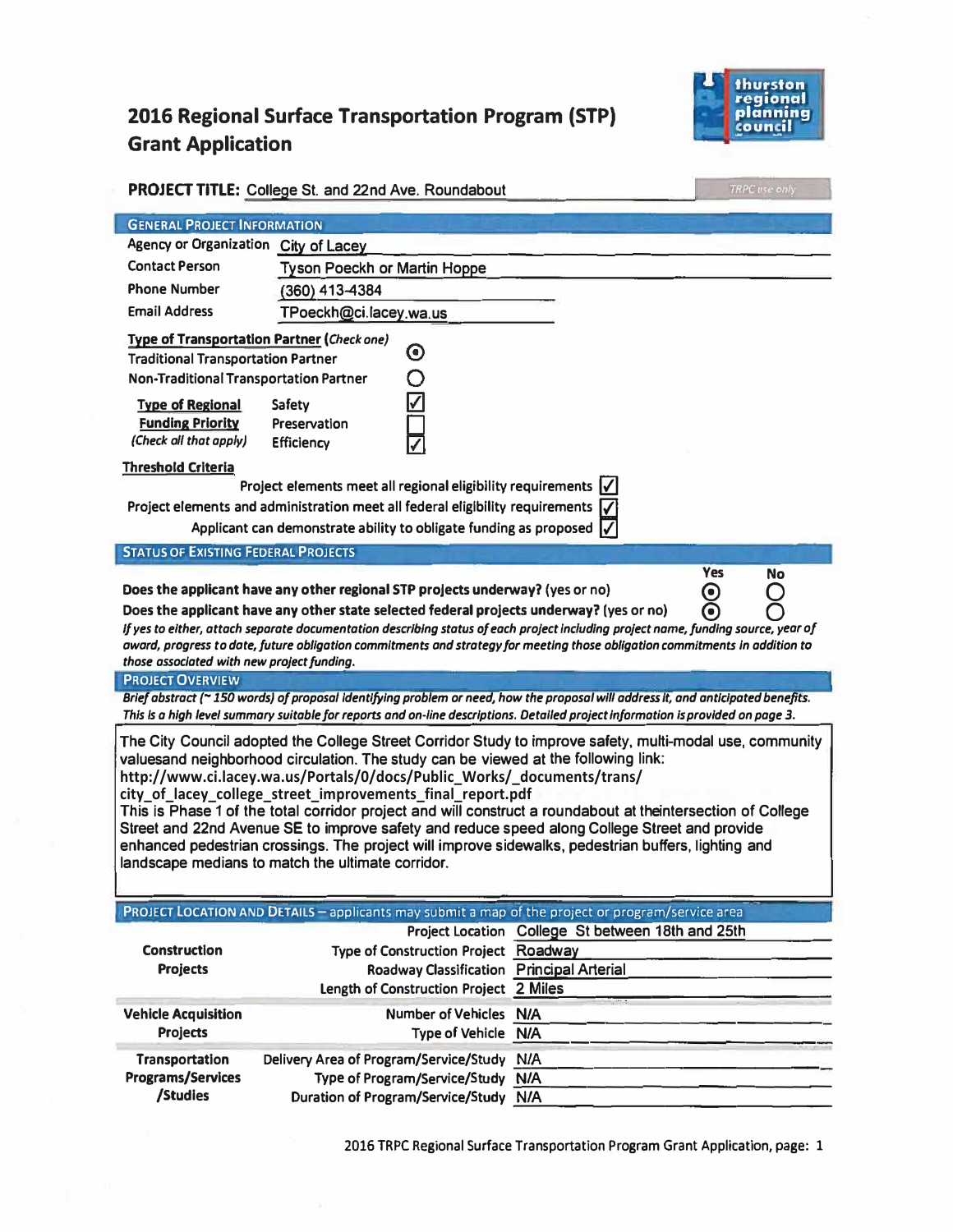# 2016 Regional Surface Transportation Program (STP) Grant Application

**PROJECT TITLE:** College St. and 22nd Ave. Roundabout

TRPC use only

## GENERAL PROJECT INFORMATION

| | |
|---|---|
| Agency or Organization | City of Lacey |
| Contact Person | Tyson Poeckh or Martin Hoppe |
| Phone Number | (360) 413-4384 |
| Email Address | TPoeckh@ci.lacey.wa.us |

**Type of Transportation Partner** *(Check one)*

- Traditional Transportation Partner ⦿
- Non-Traditional Transportation Partner ○

**Type of Regional Funding Priority** *(Check all that apply)*

- Safety ☑
- Preservation ☐
- Efficiency ☑

**Threshold Criteria**

- Project elements meet all regional eligibility requirements ☑
- Project elements and administration meet all federal eligibility requirements ☑
- Applicant can demonstrate ability to obligate funding as proposed ☑

## STATUS OF EXISTING FEDERAL PROJECTS

| | Yes | No |
|---|---|---|
| **Does the applicant have any other regional STP projects underway? (yes or no)** | ⦿ | ○ |
| **Does the applicant have any other state selected federal projects underway? (yes or no)** | ⦿ | ○ |

***If yes to either, attach separate documentation describing status of each project including project name, funding source, year of award, progress to date, future obligation commitments and strategy for meeting those obligation commitments in addition to those associated with new project funding.***

## PROJECT OVERVIEW

***Brief abstract (~ 150 words) of proposal identifying problem or need, how the proposal will address it, and anticipated benefits. This is a high level summary suitable for reports and on-line descriptions. Detailed project information is provided on page 3.***

The City Council adopted the College Street Corridor Study to improve safety, multi-modal use, community valuesand neighborhood circulation. The study can be viewed at the following link:
http://www.ci.lacey.wa.us/Portals/0/docs/Public_Works/_documents/trans/city_of_lacey_college_street_improvements_final_report.pdf
This is Phase 1 of the total corridor project and will construct a roundabout at theintersection of College Street and 22nd Avenue SE to improve safety and reduce speed along College Street and provide enhanced pedestrian crossings. The project will improve sidewalks, pedestrian buffers, lighting and landscape medians to match the ultimate corridor.

## PROJECT LOCATION AND DETAILS – applicants may submit a map of the project or program/service area

| | | |
|---|---|---|
| **Construction Projects** | Project Location | College St between 18th and 25th |
| | Type of Construction Project | Roadway |
| | Roadway Classification | Principal Arterial |
| | Length of Construction Project | 2 Miles |
| **Vehicle Acquisition Projects** | Number of Vehicles | N/A |
| | Type of Vehicle | N/A |
| **Transportation Programs/Services /Studies** | Delivery Area of Program/Service/Study | N/A |
| | Type of Program/Service/Study | N/A |
| | Duration of Program/Service/Study | N/A |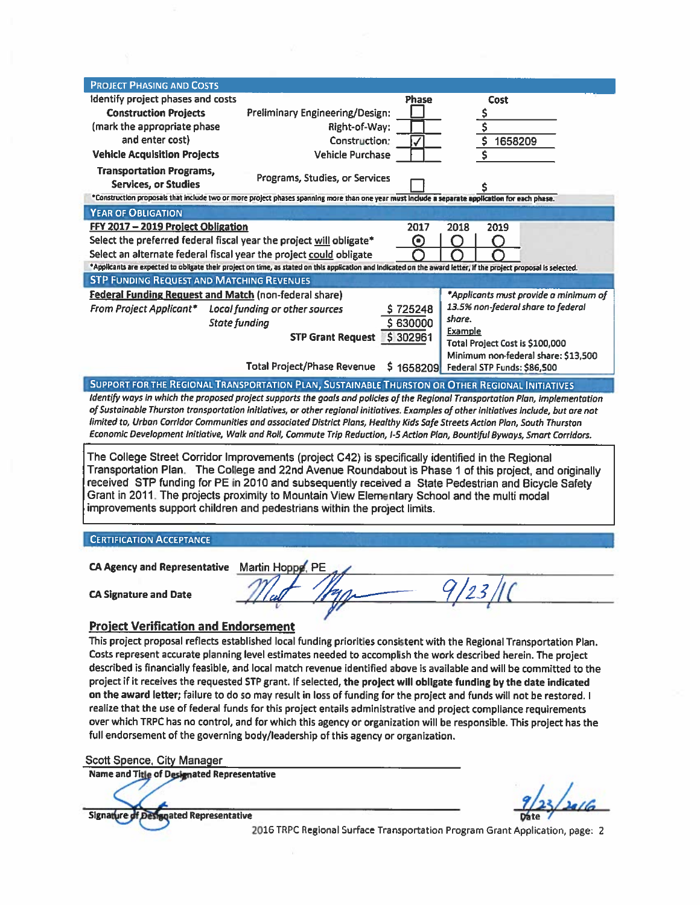## Project Phasing and Costs

| Identify project phases and costs | | Phase | Cost |
|---|---|---|---|
| **Construction Projects** (mark the appropriate phase and enter cost) | Preliminary Engineering/Design: | ☐ | $ |
| | Right-of-Way: | ☐ | $ |
| | Construction: | ☑ | $ 1658209 |
| **Vehicle Acquisition Projects** | Vehicle Purchase | ☐ | $ |
| **Transportation Programs, Services, or Studies** | Programs, Studies, or Services | ☐ | $ |

*Construction proposals that include two or more project phases spanning more than one year must include a separate application for each phase.

## Year of Obligation

| **FFY 2017 – 2019 Project Obligation** | 2017 | 2018 | 2019 |
|---|---|---|---|
| Select the preferred federal fiscal year the project will obligate* | ⦿ | ○ | ○ |
| Select an alternate federal fiscal year the project could obligate | ○ | ○ | ○ |

*Applicants are expected to obligate their project on time, as stated on this application and indicated on the award letter, if the project proposal is selected.

## STP Funding Request and Matching Revenues

**Federal Funding Request and Match** (non-federal share)

| | | |
|---|---|---|
| *From Project Applicant** | *Local funding or other sources* | $ 725248 |
| | *State funding* | $ 630000 |
| | **STP Grant Request** | $ 302961 |
| | Total Project/Phase Revenue | $ 1658209 |

*Applicants must provide a minimum of 13.5% non-federal share to federal share.*

Example
Total Project Cost is $100,000
Minimum non-federal share: $13,500
Federal STP Funds: $86,500

## Support for the Regional Transportation Plan, Sustainable Thurston or Other Regional Initiatives

*Identify ways in which the proposed project supports the goals and policies of the Regional Transportation Plan, implementation of Sustainable Thurston transportation initiatives, or other regional initiatives. Examples of other initiatives include, but are not limited to, Urban Corridor Communities and associated District Plans, Healthy Kids Safe Streets Action Plan, South Thurston Economic Development Initiative, Walk and Roll, Commute Trip Reduction, I-5 Action Plan, Bountiful Byways, Smart Corridors.*

The College Street Corridor Improvements (project C42) is specifically identified in the Regional Transportation Plan. The College and 22nd Avenue Roundabout is Phase 1 of this project, and originally received STP funding for PE in 2010 and subsequently received a State Pedestrian and Bicycle Safety Grant in 2011. The projects proximity to Mountain View Elementary School and the multi modal improvements support children and pedestrians within the project limits.

## Certification Acceptance

**CA Agency and Representative** Martin Hoppe, PE

**CA Signature and Date** [signature] 9/23/16

### Project Verification and Endorsement

This project proposal reflects established local funding priorities consistent with the Regional Transportation Plan. Costs represent accurate planning level estimates needed to accomplish the work described herein. The project described is financially feasible, and local match revenue identified above is available and will be committed to the project if it receives the requested STP grant. If selected, **the project will obligate funding by the date indicated on the award letter**; failure to do so may result in loss of funding for the project and funds will not be restored. I realize that the use of federal funds for this project entails administrative and project compliance requirements over which TRPC has no control, and for which this agency or organization will be responsible. This project has the full endorsement of the governing body/leadership of this agency or organization.

Scott Spence, City Manager
**Name and Title of Designated Representative**

[signature]
**Signature of Designated Representative**

9/23/2016
**Date**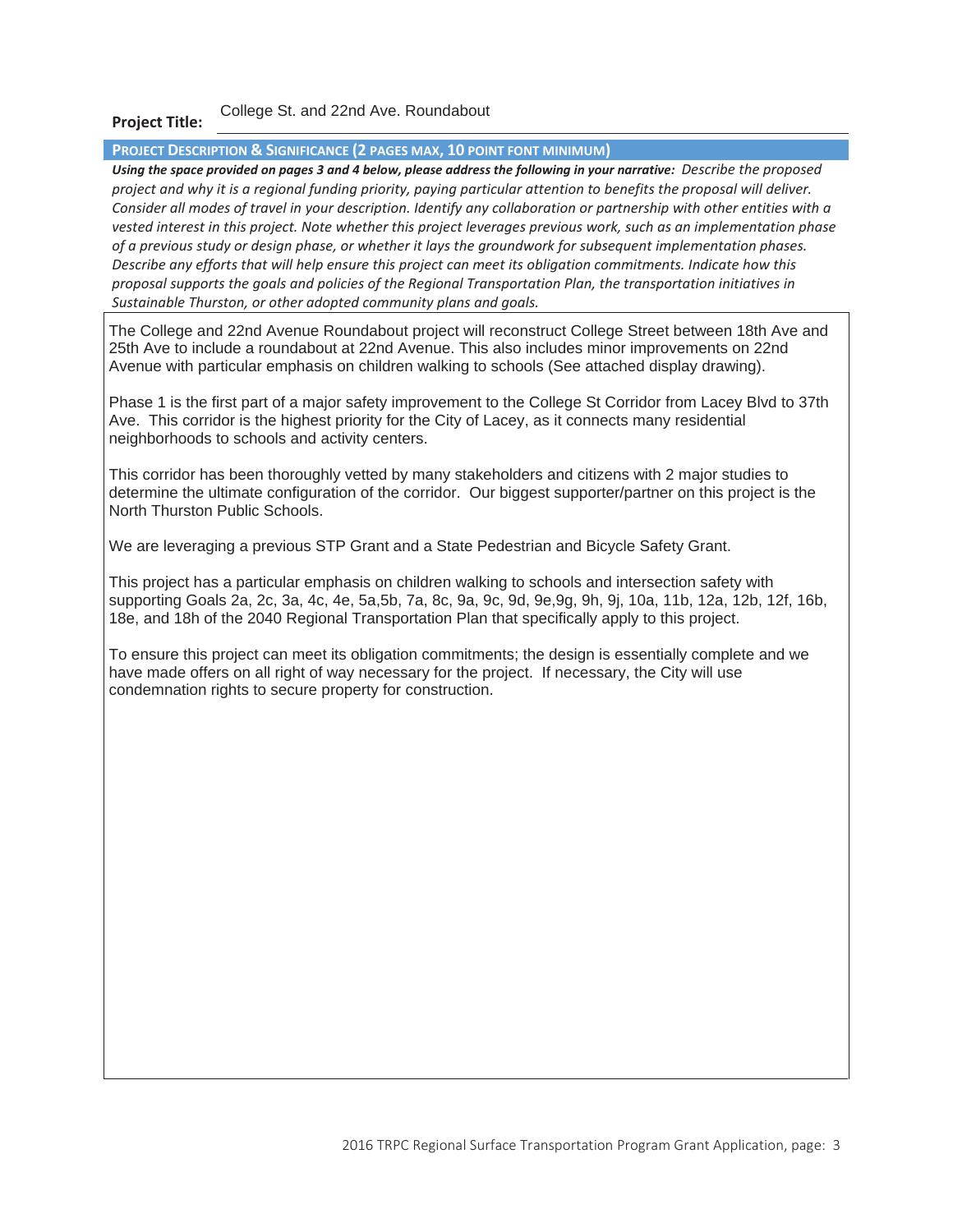**Project Title:** College St. and 22nd Ave. Roundabout

## PROJECT DESCRIPTION & SIGNIFICANCE (2 PAGES MAX, 10 POINT FONT MINIMUM)

***Using the space provided on pages 3 and 4 below, please address the following in your narrative:*** *Describe the proposed project and why it is a regional funding priority, paying particular attention to benefits the proposal will deliver. Consider all modes of travel in your description. Identify any collaboration or partnership with other entities with a vested interest in this project. Note whether this project leverages previous work, such as an implementation phase of a previous study or design phase, or whether it lays the groundwork for subsequent implementation phases. Describe any efforts that will help ensure this project can meet its obligation commitments. Indicate how this proposal supports the goals and policies of the Regional Transportation Plan, the transportation initiatives in Sustainable Thurston, or other adopted community plans and goals.*

The College and 22nd Avenue Roundabout project will reconstruct College Street between 18th Ave and 25th Ave to include a roundabout at 22nd Avenue. This also includes minor improvements on 22nd Avenue with particular emphasis on children walking to schools (See attached display drawing).

Phase 1 is the first part of a major safety improvement to the College St Corridor from Lacey Blvd to 37th Ave. This corridor is the highest priority for the City of Lacey, as it connects many residential neighborhoods to schools and activity centers.

This corridor has been thoroughly vetted by many stakeholders and citizens with 2 major studies to determine the ultimate configuration of the corridor. Our biggest supporter/partner on this project is the North Thurston Public Schools.

We are leveraging a previous STP Grant and a State Pedestrian and Bicycle Safety Grant.

This project has a particular emphasis on children walking to schools and intersection safety with supporting Goals 2a, 2c, 3a, 4c, 4e, 5a,5b, 7a, 8c, 9a, 9c, 9d, 9e,9g, 9h, 9j, 10a, 11b, 12a, 12b, 12f, 16b, 18e, and 18h of the 2040 Regional Transportation Plan that specifically apply to this project.

To ensure this project can meet its obligation commitments; the design is essentially complete and we have made offers on all right of way necessary for the project. If necessary, the City will use condemnation rights to secure property for construction.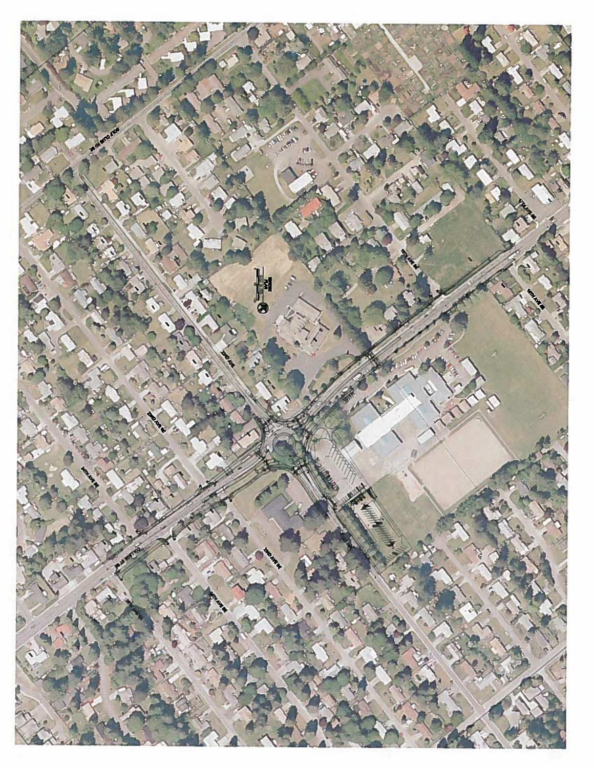22ND AVE SE

22ND AVE SE

24TH AVE SE

22ND AVE SE

24TH AVE SE

COLLEGE ST SE

19TH AVE SE

18TH AVE SE